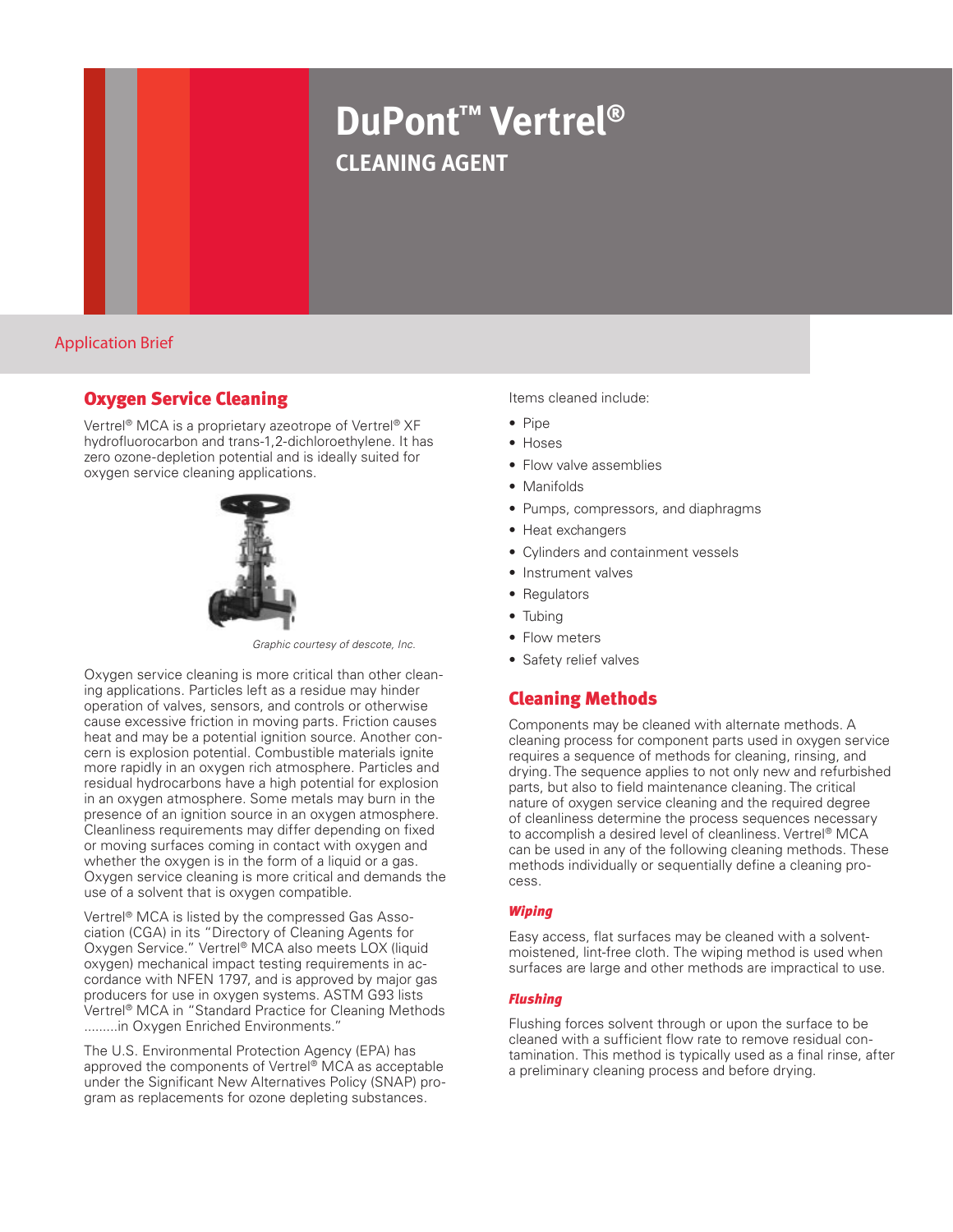# DuPont™ Vertrel®

## CLEANING AGENT

Application Brief

## Oxygen Service Cleaning

Vertrel® MCA is a proprietary azeotrope of Vertrel® XF hydrofluorocarbon and trans-1,2-dichloroethylene. It has zero ozone-depletion potential and is ideally suited for oxygen service cleaning applications.

*Graphic courtesy of descote, Inc.*

Oxygen service cleaning is more critical than other cleaning applications. Particles left as a residue may hinder operation of valves, sensors, and controls or otherwise cause excessive friction in moving parts. Friction causes heat and may be a potential ignition source. Another concern is explosion potential. Combustible materials ignite more rapidly in an oxygen rich atmosphere. Particles and residual hydrocarbons have a high potential for explosion in an oxygen atmosphere. Some metals may burn in the presence of an ignition source in an oxygen atmosphere. Cleanliness requirements may differ depending on fixed or moving surfaces coming in contact with oxygen and whether the oxygen is in the form of a liquid or a gas. Oxygen service cleaning is more critical and demands the use of a solvent that is oxygen compatible.

Vertrel® MCA is listed by the compressed Gas Association (CGA) in its "Directory of Cleaning Agents for Oxygen Service." Vertrel® MCA also meets LOX (liquid oxygen) mechanical impact testing requirements in accordance with NFEN 1797, and is approved by major gas producers for use in oxygen systems. ASTM G93 lists Vertrel® MCA in "Standard Practice for Cleaning Methods .........in Oxygen Enriched Environments."

The U.S. Environmental Protection Agency (EPA) has approved the components of Vertrel® MCA as acceptable under the Significant New Alternatives Policy (SNAP) program as replacements for ozone depleting substances.

Items cleaned include:

- Pipe
- Hoses
- Flow valve assemblies
- Manifolds
- Pumps, compressors, and diaphragms
- Heat exchangers
- Cylinders and containment vessels
- Instrument valves
- Regulators
- Tubing
- Flow meters
- Safety relief valves

## Cleaning Methods

Components may be cleaned with alternate methods. A cleaning process for component parts used in oxygen service requires a sequence of methods for cleaning, rinsing, and drying. The sequence applies to not only new and refurbished parts, but also to field maintenance cleaning. The critical nature of oxygen service cleaning and the required degree of cleanliness determine the process sequences necessary to accomplish a desired level of cleanliness. Vertrel® MCA can be used in any of the following cleaning methods. These methods individually or sequentially define a cleaning process.

### *Wiping*

Easy access, flat surfaces may be cleaned with a solvent-moistened, lint-free cloth. The wiping method is used when surfaces are large and other methods are impractical to use.

### *Flushing*

Flushing forces solvent through or upon the surface to be cleaned with a sufficient flow rate to remove residual contamination. This method is typically used as a final rinse, after a preliminary cleaning process and before drying.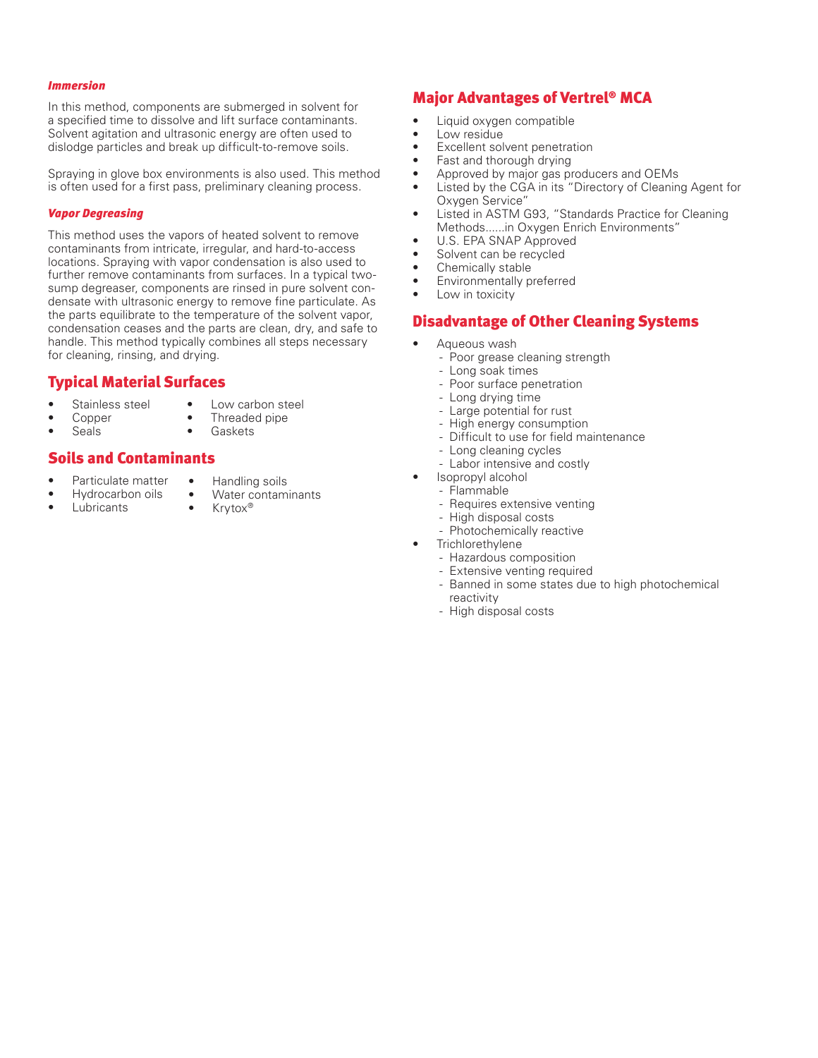#### *Immersion*

In this method, components are submerged in solvent for a specified time to dissolve and lift surface contaminants. Solvent agitation and ultrasonic energy are often used to dislodge particles and break up difficult-to-remove soils.

Spraying in glove box environments is also used. This method is often used for a first pass, preliminary cleaning process.

#### *Vapor Degreasing*

This method uses the vapors of heated solvent to remove contaminants from intricate, irregular, and hard-to-access locations. Spraying with vapor condensation is also used to further remove contaminants from surfaces. In a typical two-sump degreaser, components are rinsed in pure solvent condensate with ultrasonic energy to remove fine particulate. As the parts equilibrate to the temperature of the solvent vapor, condensation ceases and the parts are clean, dry, and safe to handle. This method typically combines all steps necessary for cleaning, rinsing, and drying.

## Typical Material Surfaces

- Stainless steel
- Copper
- Seals
- Low carbon steel
- Threaded pipe
- Gaskets

## Soils and Contaminants

- Particulate matter
- Hydrocarbon oils
- Lubricants
- Handling soils
- Water contaminants
- Krytox®

## Major Advantages of Vertrel® MCA

- Liquid oxygen compatible
- Low residue
- Excellent solvent penetration
- Fast and thorough drying
- Approved by major gas producers and OEMs
- Listed by the CGA in its "Directory of Cleaning Agent for Oxygen Service"
- Listed in ASTM G93, "Standards Practice for Cleaning Methods......in Oxygen Enrich Environments"
- U.S. EPA SNAP Approved
- Solvent can be recycled
- Chemically stable
- Environmentally preferred
- Low in toxicity

## Disadvantage of Other Cleaning Systems

- Aqueous wash
  - Poor grease cleaning strength
  - Long soak times
  - Poor surface penetration
  - Long drying time
  - Large potential for rust
  - High energy consumption
  - Difficult to use for field maintenance
  - Long cleaning cycles
  - Labor intensive and costly
- Isopropyl alcohol
  - Flammable
  - Requires extensive venting
  - High disposal costs
  - Photochemically reactive
- Trichlorethylene
  - Hazardous composition
  - Extensive venting required
  - Banned in some states due to high photochemical reactivity
  - High disposal costs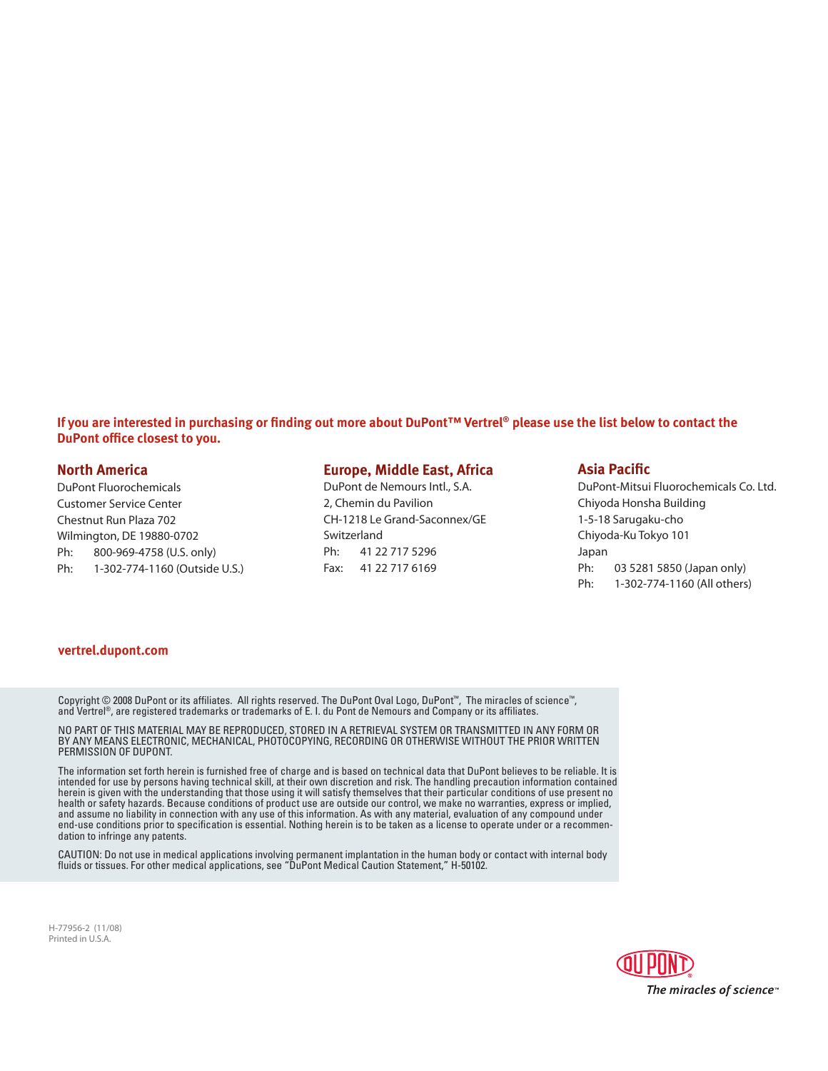**If you are interested in purchasing or finding out more about DuPont™ Vertrel® please use the list below to contact the DuPont office closest to you.**

## North America

DuPont Fluorochemicals
Customer Service Center
Chestnut Run Plaza 702
Wilmington, DE 19880-0702
Ph: 800-969-4758 (U.S. only)
Ph: 1-302-774-1160 (Outside U.S.)

## Europe, Middle East, Africa

DuPont de Nemours Intl., S.A.
2, Chemin du Pavilion
CH-1218 Le Grand-Saconnex/GE
Switzerland
Ph: 41 22 717 5296
Fax: 41 22 717 6169

## Asia Pacific

DuPont-Mitsui Fluorochemicals Co. Ltd.
Chiyoda Honsha Building
1-5-18 Sarugaku-cho
Chiyoda-Ku Tokyo 101
Japan
Ph: 03 5281 5850 (Japan only)
Ph: 1-302-774-1160 (All others)

**vertrel.dupont.com**

Copyright © 2008 DuPont or its affiliates. All rights reserved. The DuPont Oval Logo, DuPont™, The miracles of science™, and Vertrel®, are registered trademarks or trademarks of E. I. du Pont de Nemours and Company or its affiliates.

NO PART OF THIS MATERIAL MAY BE REPRODUCED, STORED IN A RETRIEVAL SYSTEM OR TRANSMITTED IN ANY FORM OR BY ANY MEANS ELECTRONIC, MECHANICAL, PHOTOCOPYING, RECORDING OR OTHERWISE WITHOUT THE PRIOR WRITTEN PERMISSION OF DUPONT.

The information set forth herein is furnished free of charge and is based on technical data that DuPont believes to be reliable. It is intended for use by persons having technical skill, at their own discretion and risk. The handling precaution information contained herein is given with the understanding that those using it will satisfy themselves that their particular conditions of use present no health or safety hazards. Because conditions of product use are outside our control, we make no warranties, express or implied, and assume no liability in connection with any use of this information. As with any material, evaluation of any compound under end-use conditions prior to specification is essential. Nothing herein is to be taken as a license to operate under or a recommendation to infringe any patents.

CAUTION: Do not use in medical applications involving permanent implantation in the human body or contact with internal body fluids or tissues. For other medical applications, see "DuPont Medical Caution Statement," H-50102.

H-77956-2 (11/08)
Printed in U.S.A.

*The miracles of science*™